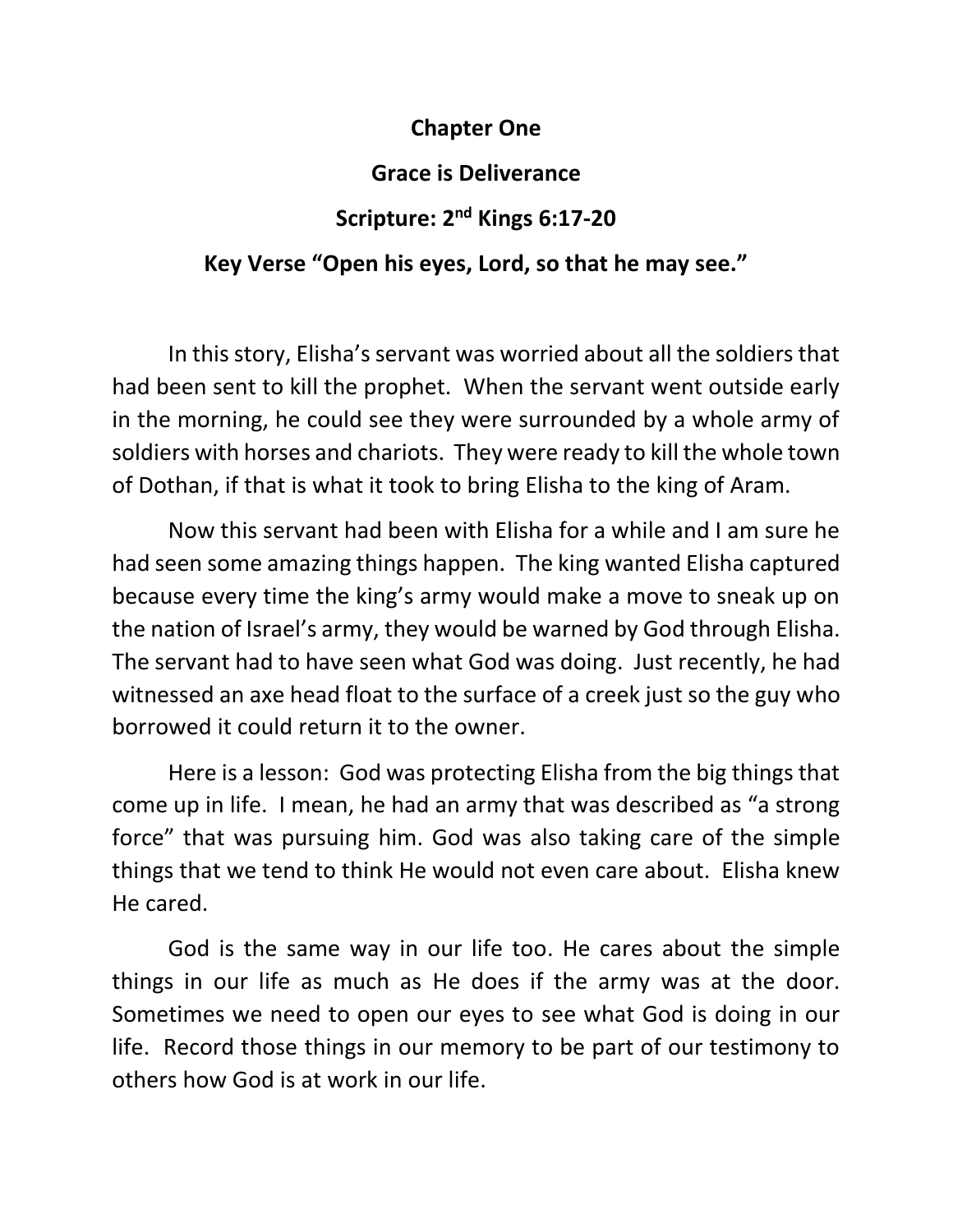# Chapter One

## Grace is Deliverance

### Scripture: 2nd Kings 6:17-20

### Key Verse "Open his eyes, Lord, so that he may see."

In this story, Elisha's servant was worried about all the soldiers that had been sent to kill the prophet. When the servant went outside early in the morning, he could see they were surrounded by a whole army of soldiers with horses and chariots. They were ready to kill the whole town of Dothan, if that is what it took to bring Elisha to the king of Aram.

Now this servant had been with Elisha for a while and I am sure he had seen some amazing things happen. The king wanted Elisha captured because every time the king's army would make a move to sneak up on the nation of Israel's army, they would be warned by God through Elisha. The servant had to have seen what God was doing. Just recently, he had witnessed an axe head float to the surface of a creek just so the guy who borrowed it could return it to the owner.

Here is a lesson: God was protecting Elisha from the big things that come up in life. I mean, he had an army that was described as "a strong force" that was pursuing him. God was also taking care of the simple things that we tend to think He would not even care about. Elisha knew He cared.

God is the same way in our life too. He cares about the simple things in our life as much as He does if the army was at the door. Sometimes we need to open our eyes to see what God is doing in our life. Record those things in our memory to be part of our testimony to others how God is at work in our life.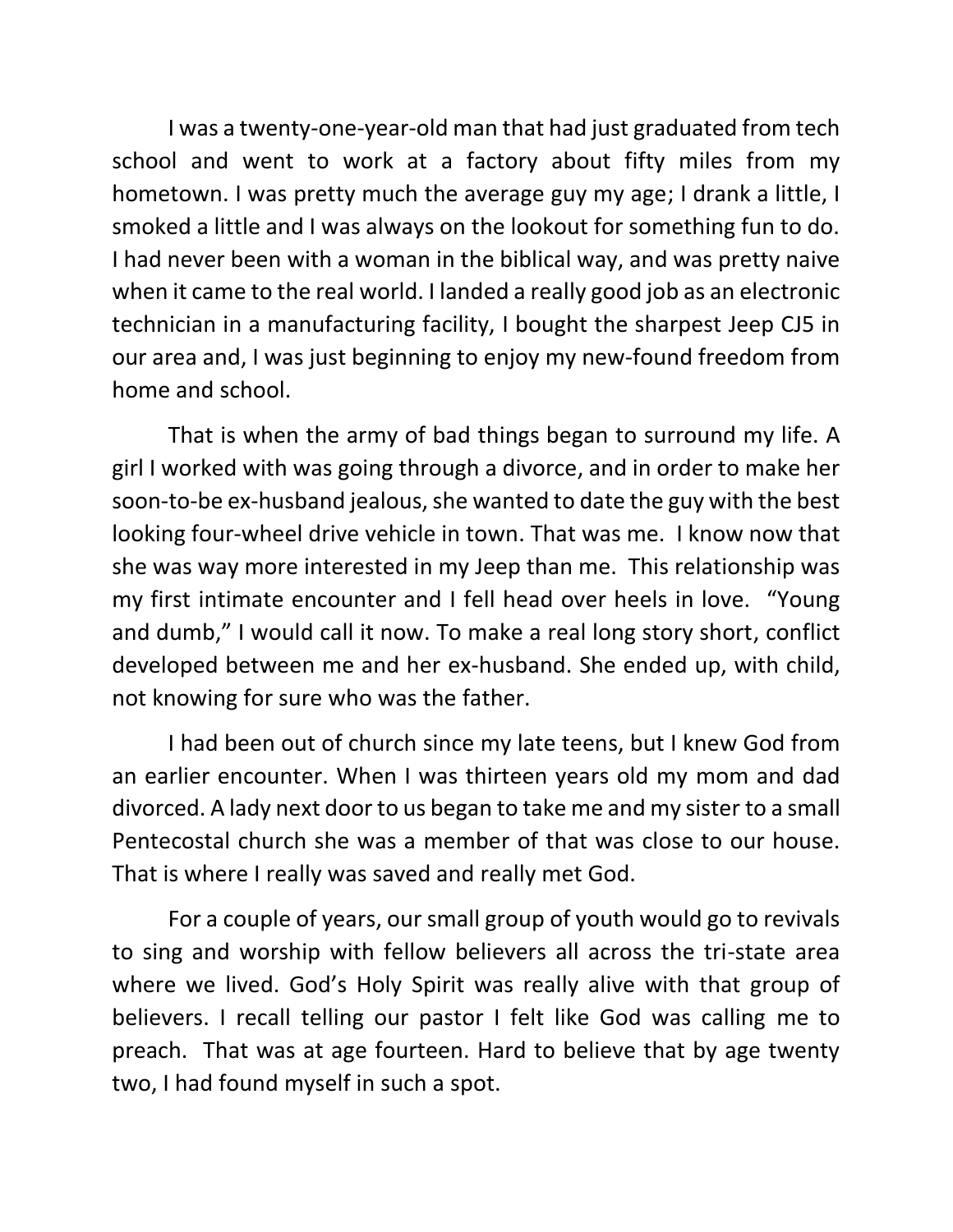I was a twenty-one-year-old man that had just graduated from tech school and went to work at a factory about fifty miles from my hometown. I was pretty much the average guy my age; I drank a little, I smoked a little and I was always on the lookout for something fun to do. I had never been with a woman in the biblical way, and was pretty naive when it came to the real world. I landed a really good job as an electronic technician in a manufacturing facility, I bought the sharpest Jeep CJ5 in our area and, I was just beginning to enjoy my new-found freedom from home and school.

That is when the army of bad things began to surround my life. A girl I worked with was going through a divorce, and in order to make her soon-to-be ex-husband jealous, she wanted to date the guy with the best looking four-wheel drive vehicle in town. That was me. I know now that she was way more interested in my Jeep than me. This relationship was my first intimate encounter and I fell head over heels in love. "Young and dumb," I would call it now. To make a real long story short, conflict developed between me and her ex-husband. She ended up, with child, not knowing for sure who was the father.

I had been out of church since my late teens, but I knew God from an earlier encounter. When I was thirteen years old my mom and dad divorced. A lady next door to us began to take me and my sister to a small Pentecostal church she was a member of that was close to our house. That is where I really was saved and really met God.

For a couple of years, our small group of youth would go to revivals to sing and worship with fellow believers all across the tri-state area where we lived. God's Holy Spirit was really alive with that group of believers. I recall telling our pastor I felt like God was calling me to preach. That was at age fourteen. Hard to believe that by age twenty two, I had found myself in such a spot.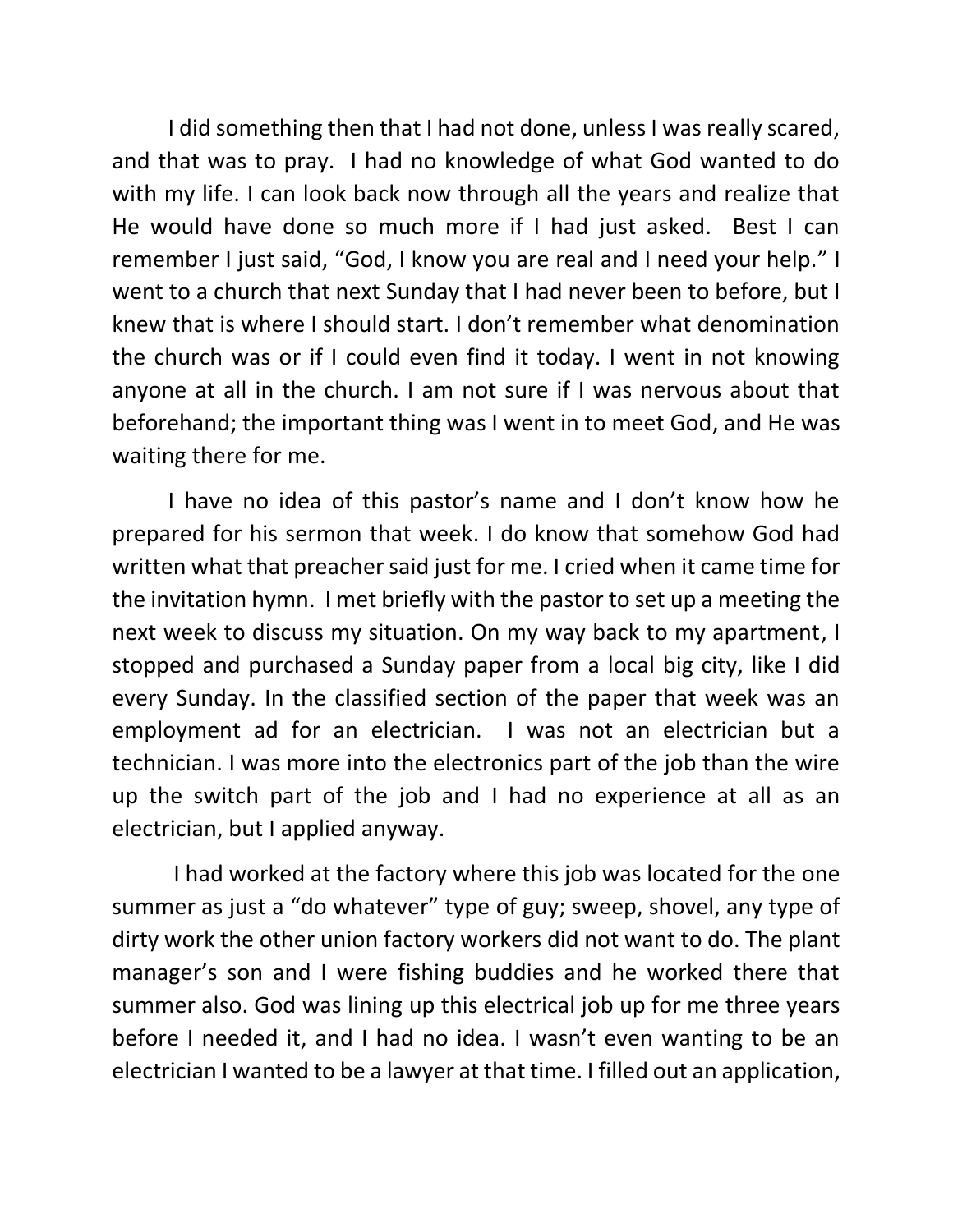I did something then that I had not done, unless I was really scared, and that was to pray. I had no knowledge of what God wanted to do with my life. I can look back now through all the years and realize that He would have done so much more if I had just asked. Best I can remember I just said, "God, I know you are real and I need your help." I went to a church that next Sunday that I had never been to before, but I knew that is where I should start. I don't remember what denomination the church was or if I could even find it today. I went in not knowing anyone at all in the church. I am not sure if I was nervous about that beforehand; the important thing was I went in to meet God, and He was waiting there for me.

I have no idea of this pastor's name and I don't know how he prepared for his sermon that week. I do know that somehow God had written what that preacher said just for me. I cried when it came time for the invitation hymn. I met briefly with the pastor to set up a meeting the next week to discuss my situation. On my way back to my apartment, I stopped and purchased a Sunday paper from a local big city, like I did every Sunday. In the classified section of the paper that week was an employment ad for an electrician. I was not an electrician but a technician. I was more into the electronics part of the job than the wire up the switch part of the job and I had no experience at all as an electrician, but I applied anyway.

I had worked at the factory where this job was located for the one summer as just a "do whatever" type of guy; sweep, shovel, any type of dirty work the other union factory workers did not want to do. The plant manager's son and I were fishing buddies and he worked there that summer also. God was lining up this electrical job up for me three years before I needed it, and I had no idea. I wasn't even wanting to be an electrician I wanted to be a lawyer at that time. I filled out an application,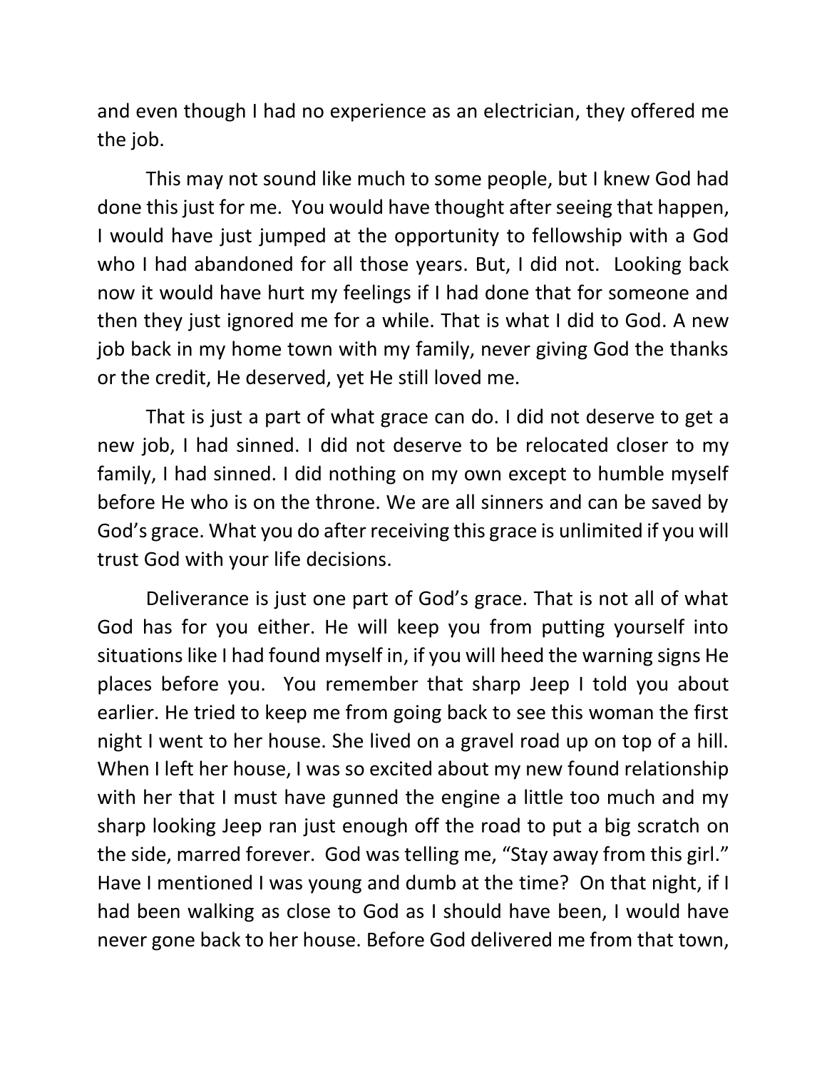and even though I had no experience as an electrician, they offered me the job.

This may not sound like much to some people, but I knew God had done this just for me. You would have thought after seeing that happen, I would have just jumped at the opportunity to fellowship with a God who I had abandoned for all those years. But, I did not. Looking back now it would have hurt my feelings if I had done that for someone and then they just ignored me for a while. That is what I did to God. A new job back in my home town with my family, never giving God the thanks or the credit, He deserved, yet He still loved me.

That is just a part of what grace can do. I did not deserve to get a new job, I had sinned. I did not deserve to be relocated closer to my family, I had sinned. I did nothing on my own except to humble myself before He who is on the throne. We are all sinners and can be saved by God's grace. What you do after receiving this grace is unlimited if you will trust God with your life decisions.

Deliverance is just one part of God's grace. That is not all of what God has for you either. He will keep you from putting yourself into situations like I had found myself in, if you will heed the warning signs He places before you. You remember that sharp Jeep I told you about earlier. He tried to keep me from going back to see this woman the first night I went to her house. She lived on a gravel road up on top of a hill. When I left her house, I was so excited about my new found relationship with her that I must have gunned the engine a little too much and my sharp looking Jeep ran just enough off the road to put a big scratch on the side, marred forever. God was telling me, "Stay away from this girl." Have I mentioned I was young and dumb at the time? On that night, if I had been walking as close to God as I should have been, I would have never gone back to her house. Before God delivered me from that town,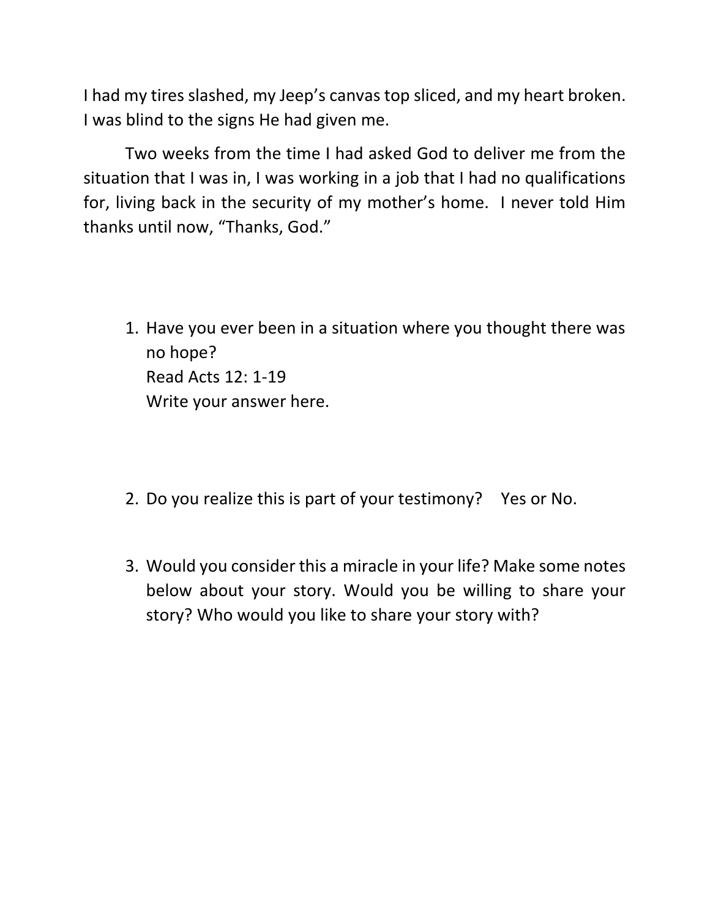I had my tires slashed, my Jeep's canvas top sliced, and my heart broken. I was blind to the signs He had given me.

Two weeks from the time I had asked God to deliver me from the situation that I was in, I was working in a job that I had no qualifications for, living back in the security of my mother's home. I never told Him thanks until now, "Thanks, God."

1. Have you ever been in a situation where you thought there was no hope?
   Read Acts 12: 1-19
   Write your answer here.

2. Do you realize this is part of your testimony? Yes or No.

3. Would you consider this a miracle in your life? Make some notes below about your story. Would you be willing to share your story? Who would you like to share your story with?